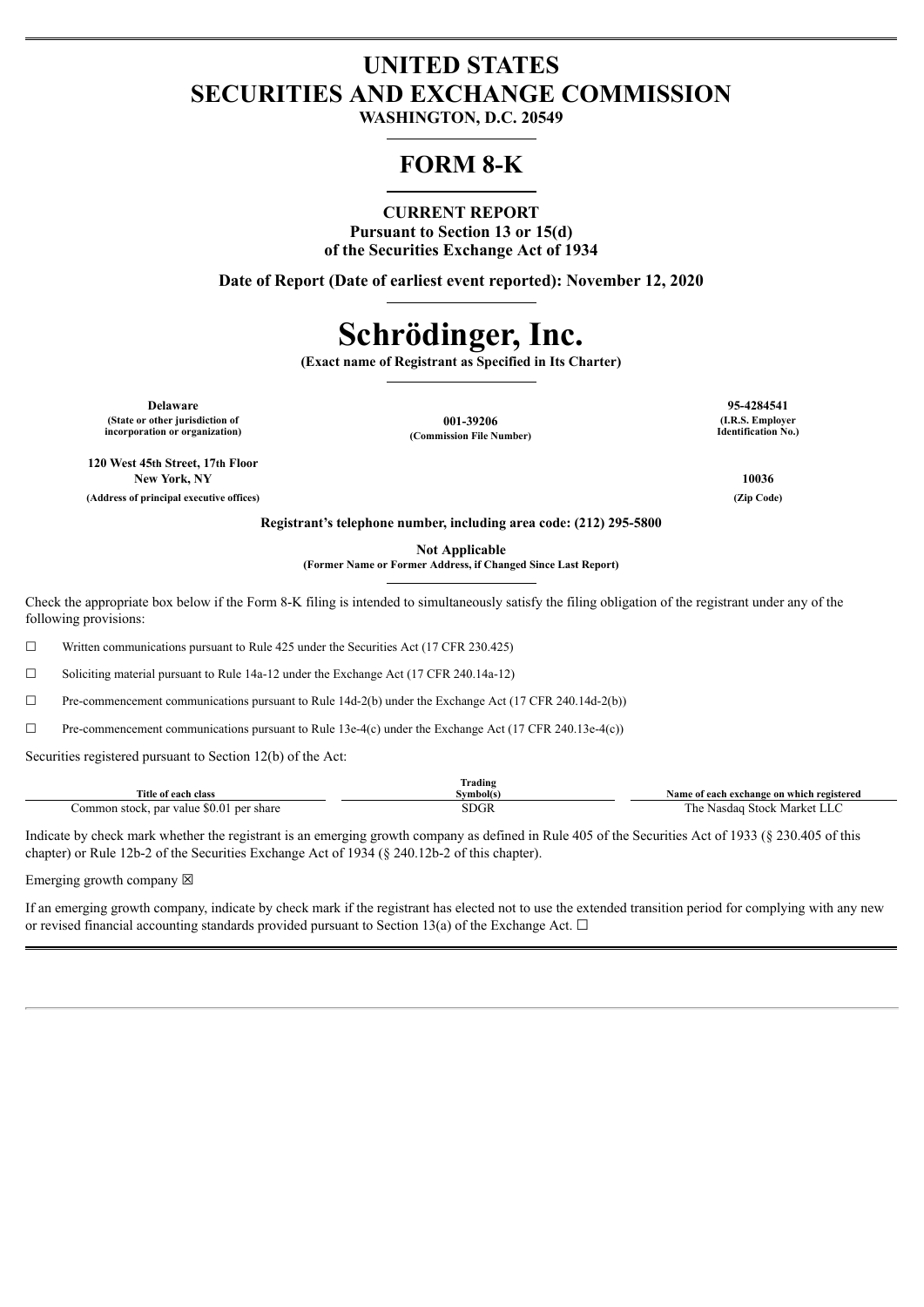# UNITED STATES
# SECURITIES AND EXCHANGE COMMISSION

**WASHINGTON, D.C. 20549**

# FORM 8-K

**CURRENT REPORT**
**Pursuant to Section 13 or 15(d)**
**of the Securities Exchange Act of 1934**

**Date of Report (Date of earliest event reported): November 12, 2020**

# Schrödinger, Inc.

**(Exact name of Registrant as Specified in Its Charter)**

| Delaware | 001-39206 | 95-4284541 |
|---|---|---|
| (State or other jurisdiction of incorporation or organization) | (Commission File Number) | (I.R.S. Employer Identification No.) |

| 120 West 45th Street, 17th Floor New York, NY | 10036 |
|---|---|
| (Address of principal executive offices) | (Zip Code) |

**Registrant's telephone number, including area code: (212) 295-5800**

**Not Applicable**
**(Former Name or Former Address, if Changed Since Last Report)**

Check the appropriate box below if the Form 8-K filing is intended to simultaneously satisfy the filing obligation of the registrant under any of the following provisions:

☐ Written communications pursuant to Rule 425 under the Securities Act (17 CFR 230.425)

☐ Soliciting material pursuant to Rule 14a-12 under the Exchange Act (17 CFR 240.14a-12)

☐ Pre-commencement communications pursuant to Rule 14d-2(b) under the Exchange Act (17 CFR 240.14d-2(b))

☐ Pre-commencement communications pursuant to Rule 13e-4(c) under the Exchange Act (17 CFR 240.13e-4(c))

Securities registered pursuant to Section 12(b) of the Act:

| Title of each class | Trading Symbol(s) | Name of each exchange on which registered |
|---|---|---|
| Common stock, par value $0.01 per share | SDGR | The Nasdaq Stock Market LLC |

Indicate by check mark whether the registrant is an emerging growth company as defined in Rule 405 of the Securities Act of 1933 (§ 230.405 of this chapter) or Rule 12b-2 of the Securities Exchange Act of 1934 (§ 240.12b-2 of this chapter).

Emerging growth company ☒

If an emerging growth company, indicate by check mark if the registrant has elected not to use the extended transition period for complying with any new or revised financial accounting standards provided pursuant to Section 13(a) of the Exchange Act. ☐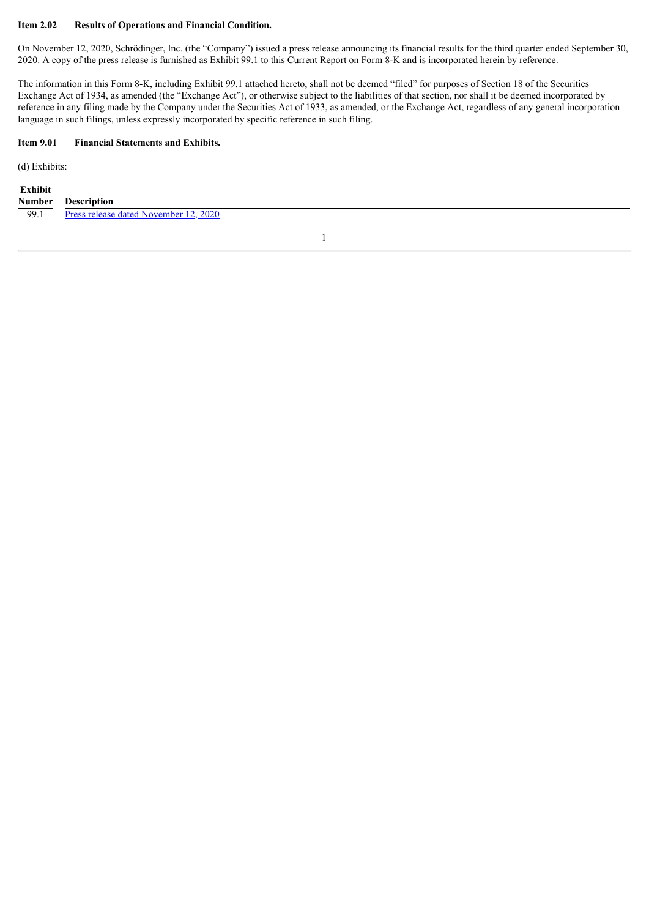**Item 2.02 Results of Operations and Financial Condition.**

On November 12, 2020, Schrödinger, Inc. (the "Company") issued a press release announcing its financial results for the third quarter ended September 30, 2020. A copy of the press release is furnished as Exhibit 99.1 to this Current Report on Form 8-K and is incorporated herein by reference.

The information in this Form 8-K, including Exhibit 99.1 attached hereto, shall not be deemed "filed" for purposes of Section 18 of the Securities Exchange Act of 1934, as amended (the "Exchange Act"), or otherwise subject to the liabilities of that section, nor shall it be deemed incorporated by reference in any filing made by the Company under the Securities Act of 1933, as amended, or the Exchange Act, regardless of any general incorporation language in such filings, unless expressly incorporated by specific reference in such filing.

**Item 9.01 Financial Statements and Exhibits.**

(d) Exhibits:

| Exhibit Number | Description |
|---|---|
| 99.1 | Press release dated November 12, 2020 |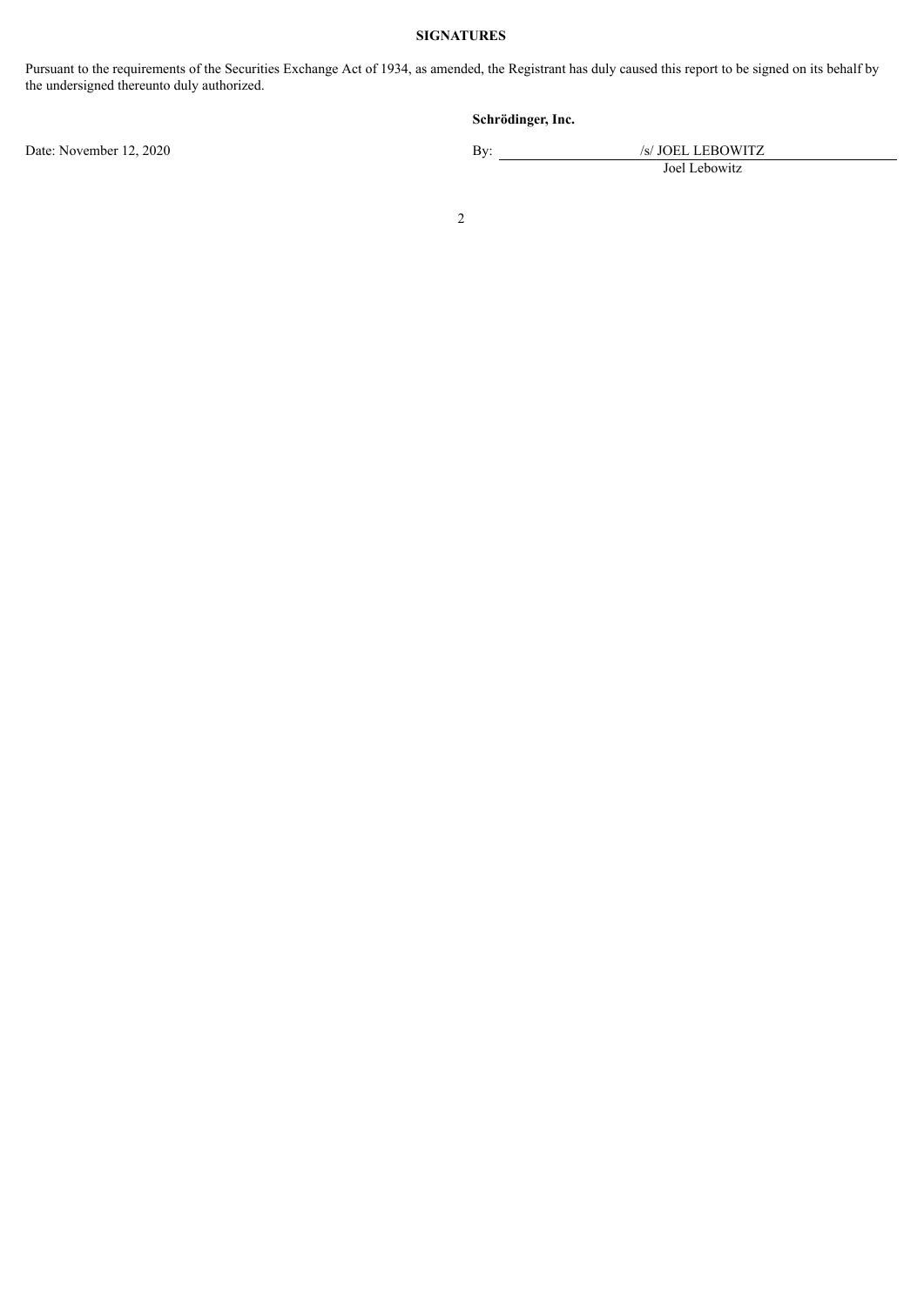**SIGNATURES**

Pursuant to the requirements of the Securities Exchange Act of 1934, as amended, the Registrant has duly caused this report to be signed on its behalf by the undersigned thereunto duly authorized.

| | **Schrödinger, Inc.** |
|---|---|
| Date: November 12, 2020 | By: /s/ JOEL LEBOWITZ |
| | Joel Lebowitz |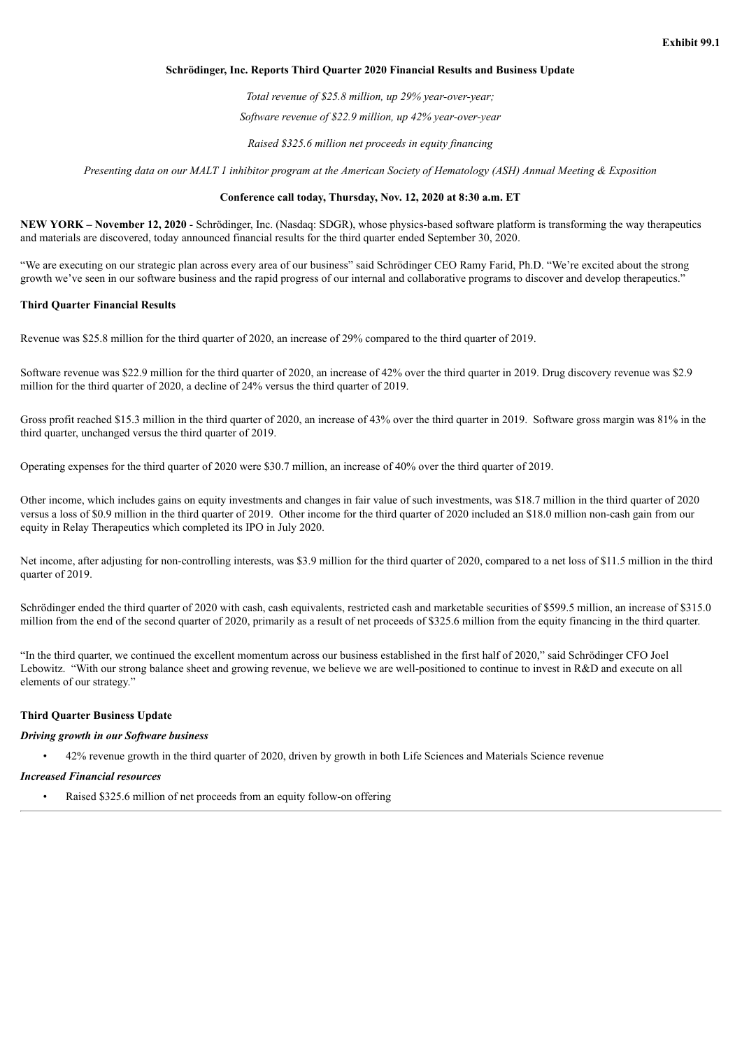**Exhibit 99.1**

**Schrödinger, Inc. Reports Third Quarter 2020 Financial Results and Business Update**

*Total revenue of $25.8 million, up 29% year-over-year;*

*Software revenue of $22.9 million, up 42% year-over-year*

*Raised $325.6 million net proceeds in equity financing*

*Presenting data on our MALT 1 inhibitor program at the American Society of Hematology (ASH) Annual Meeting & Exposition*

**Conference call today, Thursday, Nov. 12, 2020 at 8:30 a.m. ET**

**NEW YORK – November 12, 2020** - Schrödinger, Inc. (Nasdaq: SDGR), whose physics-based software platform is transforming the way therapeutics and materials are discovered, today announced financial results for the third quarter ended September 30, 2020.

"We are executing on our strategic plan across every area of our business" said Schrödinger CEO Ramy Farid, Ph.D. "We're excited about the strong growth we've seen in our software business and the rapid progress of our internal and collaborative programs to discover and develop therapeutics."

**Third Quarter Financial Results**

Revenue was $25.8 million for the third quarter of 2020, an increase of 29% compared to the third quarter of 2019.

Software revenue was $22.9 million for the third quarter of 2020, an increase of 42% over the third quarter in 2019. Drug discovery revenue was $2.9 million for the third quarter of 2020, a decline of 24% versus the third quarter of 2019.

Gross profit reached $15.3 million in the third quarter of 2020, an increase of 43% over the third quarter in 2019. Software gross margin was 81% in the third quarter, unchanged versus the third quarter of 2019.

Operating expenses for the third quarter of 2020 were $30.7 million, an increase of 40% over the third quarter of 2019.

Other income, which includes gains on equity investments and changes in fair value of such investments, was $18.7 million in the third quarter of 2020 versus a loss of $0.9 million in the third quarter of 2019. Other income for the third quarter of 2020 included an $18.0 million non-cash gain from our equity in Relay Therapeutics which completed its IPO in July 2020.

Net income, after adjusting for non-controlling interests, was $3.9 million for the third quarter of 2020, compared to a net loss of $11.5 million in the third quarter of 2019.

Schrödinger ended the third quarter of 2020 with cash, cash equivalents, restricted cash and marketable securities of $599.5 million, an increase of $315.0 million from the end of the second quarter of 2020, primarily as a result of net proceeds of $325.6 million from the equity financing in the third quarter.

"In the third quarter, we continued the excellent momentum across our business established in the first half of 2020," said Schrödinger CFO Joel Lebowitz. "With our strong balance sheet and growing revenue, we believe we are well-positioned to continue to invest in R&D and execute on all elements of our strategy."

**Third Quarter Business Update**

***Driving growth in our Software business***

- 42% revenue growth in the third quarter of 2020, driven by growth in both Life Sciences and Materials Science revenue

***Increased Financial resources***

- Raised $325.6 million of net proceeds from an equity follow-on offering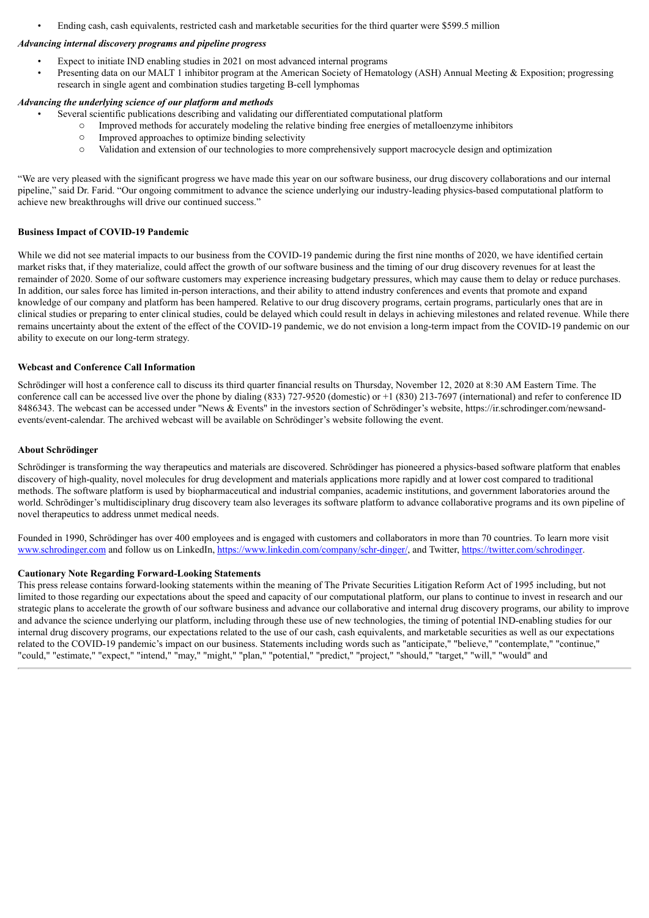- Ending cash, cash equivalents, restricted cash and marketable securities for the third quarter were $599.5 million

***Advancing internal discovery programs and pipeline progress***

- Expect to initiate IND enabling studies in 2021 on most advanced internal programs
- Presenting data on our MALT 1 inhibitor program at the American Society of Hematology (ASH) Annual Meeting & Exposition; progressing research in single agent and combination studies targeting B-cell lymphomas

***Advancing the underlying science of our platform and methods***

- Several scientific publications describing and validating our differentiated computational platform
  - Improved methods for accurately modeling the relative binding free energies of metalloenzyme inhibitors
  - Improved approaches to optimize binding selectivity
  - Validation and extension of our technologies to more comprehensively support macrocycle design and optimization

"We are very pleased with the significant progress we have made this year on our software business, our drug discovery collaborations and our internal pipeline," said Dr. Farid. "Our ongoing commitment to advance the science underlying our industry-leading physics-based computational platform to achieve new breakthroughs will drive our continued success."

**Business Impact of COVID-19 Pandemic**

While we did not see material impacts to our business from the COVID-19 pandemic during the first nine months of 2020, we have identified certain market risks that, if they materialize, could affect the growth of our software business and the timing of our drug discovery revenues for at least the remainder of 2020. Some of our software customers may experience increasing budgetary pressures, which may cause them to delay or reduce purchases. In addition, our sales force has limited in-person interactions, and their ability to attend industry conferences and events that promote and expand knowledge of our company and platform has been hampered. Relative to our drug discovery programs, certain programs, particularly ones that are in clinical studies or preparing to enter clinical studies, could be delayed which could result in delays in achieving milestones and related revenue. While there remains uncertainty about the extent of the effect of the COVID-19 pandemic, we do not envision a long-term impact from the COVID-19 pandemic on our ability to execute on our long-term strategy.

**Webcast and Conference Call Information**

Schrödinger will host a conference call to discuss its third quarter financial results on Thursday, November 12, 2020 at 8:30 AM Eastern Time. The conference call can be accessed live over the phone by dialing (833) 727-9520 (domestic) or +1 (830) 213-7697 (international) and refer to conference ID 8486343. The webcast can be accessed under "News & Events" in the investors section of Schrödinger's website, https://ir.schrodinger.com/newsand-events/event-calendar. The archived webcast will be available on Schrödinger's website following the event.

**About Schrödinger**

Schrödinger is transforming the way therapeutics and materials are discovered. Schrödinger has pioneered a physics-based software platform that enables discovery of high-quality, novel molecules for drug development and materials applications more rapidly and at lower cost compared to traditional methods. The software platform is used by biopharmaceutical and industrial companies, academic institutions, and government laboratories around the world. Schrödinger's multidisciplinary drug discovery team also leverages its software platform to advance collaborative programs and its own pipeline of novel therapeutics to address unmet medical needs.

Founded in 1990, Schrödinger has over 400 employees and is engaged with customers and collaborators in more than 70 countries. To learn more visit www.schrodinger.com and follow us on LinkedIn, https://www.linkedin.com/company/schr-dinger/, and Twitter, https://twitter.com/schrodinger.

**Cautionary Note Regarding Forward-Looking Statements**

This press release contains forward-looking statements within the meaning of The Private Securities Litigation Reform Act of 1995 including, but not limited to those regarding our expectations about the speed and capacity of our computational platform, our plans to continue to invest in research and our strategic plans to accelerate the growth of our software business and advance our collaborative and internal drug discovery programs, our ability to improve and advance the science underlying our platform, including through these use of new technologies, the timing of potential IND-enabling studies for our internal drug discovery programs, our expectations related to the use of our cash, cash equivalents, and marketable securities as well as our expectations related to the COVID-19 pandemic's impact on our business. Statements including words such as "anticipate," "believe," "contemplate," "continue," "could," "estimate," "expect," "intend," "may," "might," "plan," "potential," "predict," "project," "should," "target," "will," "would" and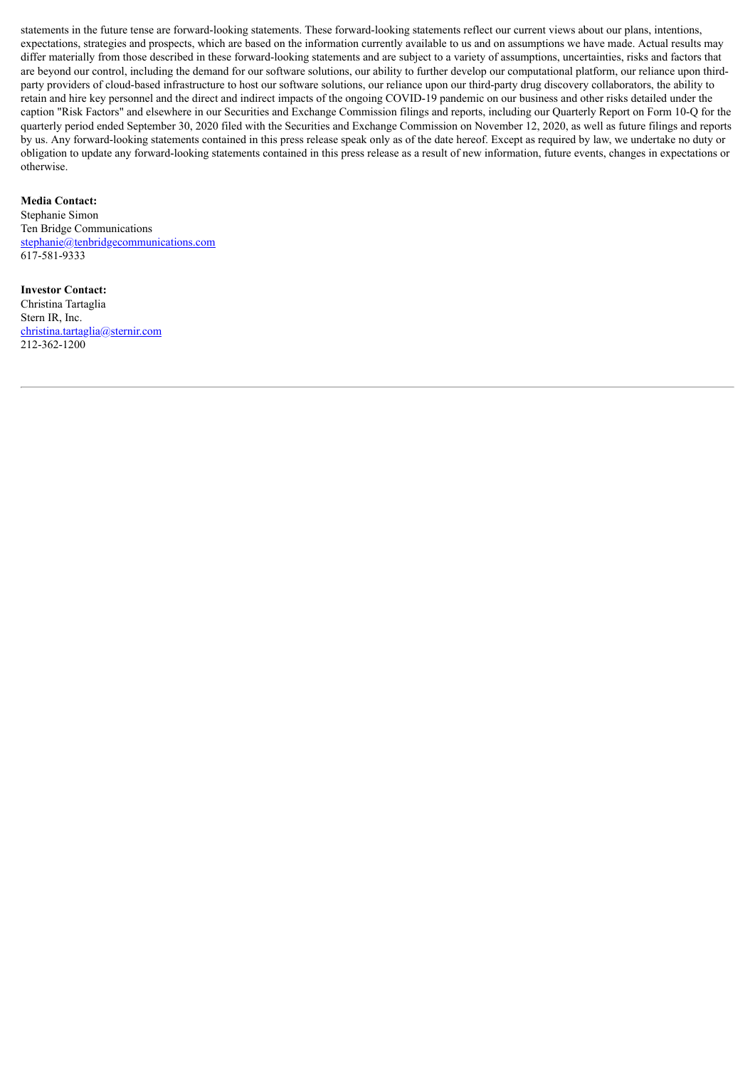statements in the future tense are forward-looking statements. These forward-looking statements reflect our current views about our plans, intentions, expectations, strategies and prospects, which are based on the information currently available to us and on assumptions we have made. Actual results may differ materially from those described in these forward-looking statements and are subject to a variety of assumptions, uncertainties, risks and factors that are beyond our control, including the demand for our software solutions, our ability to further develop our computational platform, our reliance upon third-party providers of cloud-based infrastructure to host our software solutions, our reliance upon our third-party drug discovery collaborators, the ability to retain and hire key personnel and the direct and indirect impacts of the ongoing COVID-19 pandemic on our business and other risks detailed under the caption "Risk Factors" and elsewhere in our Securities and Exchange Commission filings and reports, including our Quarterly Report on Form 10-Q for the quarterly period ended September 30, 2020 filed with the Securities and Exchange Commission on November 12, 2020, as well as future filings and reports by us. Any forward-looking statements contained in this press release speak only as of the date hereof. Except as required by law, we undertake no duty or obligation to update any forward-looking statements contained in this press release as a result of new information, future events, changes in expectations or otherwise.

**Media Contact:**
Stephanie Simon
Ten Bridge Communications
stephanie@tenbridgecommunications.com
617-581-9333

**Investor Contact:**
Christina Tartaglia
Stern IR, Inc.
christina.tartaglia@sternir.com
212-362-1200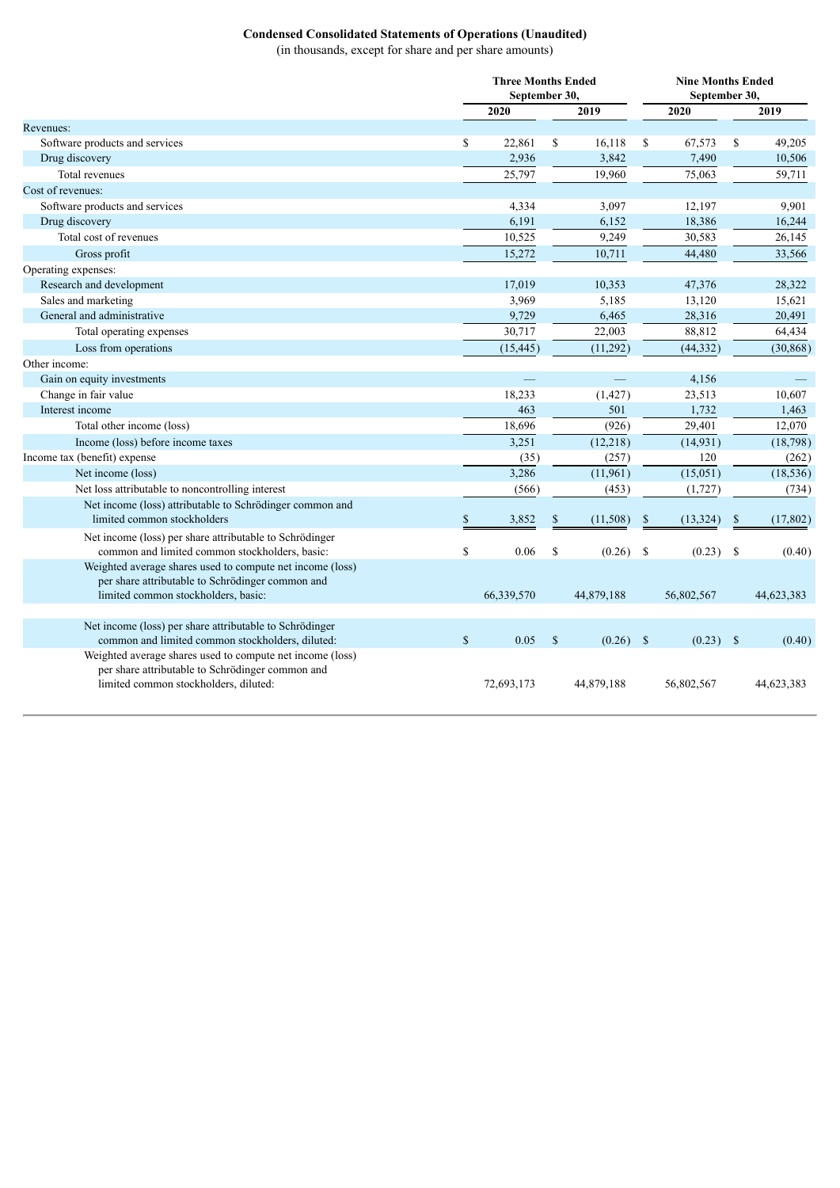**Condensed Consolidated Statements of Operations (Unaudited)**
(in thousands, except for share and per share amounts)

| | Three Months Ended September 30, | | Nine Months Ended September 30, | |
|---|---|---|---|---|
| | 2020 | 2019 | 2020 | 2019 |
| Revenues: | | | | |
| Software products and services | $ 22,861 | $ 16,118 | $ 67,573 | $ 49,205 |
| Drug discovery | 2,936 | 3,842 | 7,490 | 10,506 |
| Total revenues | 25,797 | 19,960 | 75,063 | 59,711 |
| Cost of revenues: | | | | |
| Software products and services | 4,334 | 3,097 | 12,197 | 9,901 |
| Drug discovery | 6,191 | 6,152 | 18,386 | 16,244 |
| Total cost of revenues | 10,525 | 9,249 | 30,583 | 26,145 |
| Gross profit | 15,272 | 10,711 | 44,480 | 33,566 |
| Operating expenses: | | | | |
| Research and development | 17,019 | 10,353 | 47,376 | 28,322 |
| Sales and marketing | 3,969 | 5,185 | 13,120 | 15,621 |
| General and administrative | 9,729 | 6,465 | 28,316 | 20,491 |
| Total operating expenses | 30,717 | 22,003 | 88,812 | 64,434 |
| Loss from operations | (15,445) | (11,292) | (44,332) | (30,868) |
| Other income: | | | | |
| Gain on equity investments | — | — | 4,156 | — |
| Change in fair value | 18,233 | (1,427) | 23,513 | 10,607 |
| Interest income | 463 | 501 | 1,732 | 1,463 |
| Total other income (loss) | 18,696 | (926) | 29,401 | 12,070 |
| Income (loss) before income taxes | 3,251 | (12,218) | (14,931) | (18,798) |
| Income tax (benefit) expense | (35) | (257) | 120 | (262) |
| Net income (loss) | 3,286 | (11,961) | (15,051) | (18,536) |
| Net loss attributable to noncontrolling interest | (566) | (453) | (1,727) | (734) |
| Net income (loss) attributable to Schrödinger common and limited common stockholders | $ 3,852 | $ (11,508) | $ (13,324) | $ (17,802) |
| Net income (loss) per share attributable to Schrödinger common and limited common stockholders, basic: | $ 0.06 | $ (0.26) | $ (0.23) | $ (0.40) |
| Weighted average shares used to compute net income (loss) per share attributable to Schrödinger common and limited common stockholders, basic: | 66,339,570 | 44,879,188 | 56,802,567 | 44,623,383 |
| Net income (loss) per share attributable to Schrödinger common and limited common stockholders, diluted: | $ 0.05 | $ (0.26) | $ (0.23) | $ (0.40) |
| Weighted average shares used to compute net income (loss) per share attributable to Schrödinger common and limited common stockholders, diluted: | 72,693,173 | 44,879,188 | 56,802,567 | 44,623,383 |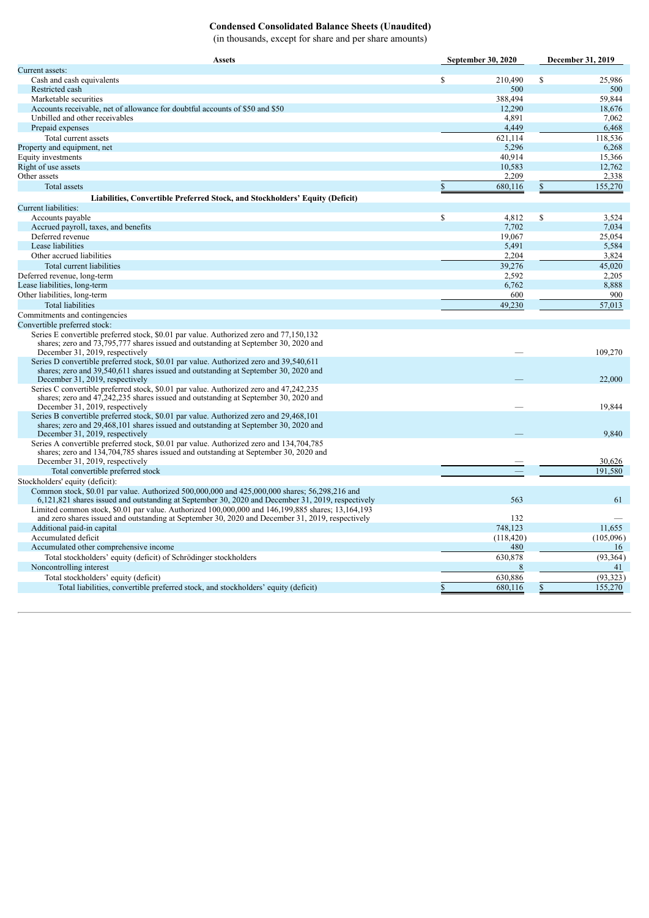# Condensed Consolidated Balance Sheets (Unaudited)

(in thousands, except for share and per share amounts)

| Assets | September 30, 2020 | December 31, 2019 |
|---|---|---|
| Current assets: | | |
| Cash and cash equivalents | $ 210,490 | $ 25,986 |
| Restricted cash | 500 | 500 |
| Marketable securities | 388,494 | 59,844 |
| Accounts receivable, net of allowance for doubtful accounts of $50 and $50 | 12,290 | 18,676 |
| Unbilled and other receivables | 4,891 | 7,062 |
| Prepaid expenses | 4,449 | 6,468 |
| Total current assets | 621,114 | 118,536 |
| Property and equipment, net | 5,296 | 6,268 |
| Equity investments | 40,914 | 15,366 |
| Right of use assets | 10,583 | 12,762 |
| Other assets | 2,209 | 2,338 |
| Total assets | $ 680,116 | $ 155,270 |
| **Liabilities, Convertible Preferred Stock, and Stockholders' Equity (Deficit)** | | |
| Current liabilities: | | |
| Accounts payable | $ 4,812 | $ 3,524 |
| Accrued payroll, taxes, and benefits | 7,702 | 7,034 |
| Deferred revenue | 19,067 | 25,054 |
| Lease liabilities | 5,491 | 5,584 |
| Other accrued liabilities | 2,204 | 3,824 |
| Total current liabilities | 39,276 | 45,020 |
| Deferred revenue, long-term | 2,592 | 2,205 |
| Lease liabilities, long-term | 6,762 | 8,888 |
| Other liabilities, long-term | 600 | 900 |
| Total liabilities | 49,230 | 57,013 |
| Commitments and contingencies | | |
| Convertible preferred stock: | | |
| Series E convertible preferred stock, $0.01 par value. Authorized zero and 77,150,132 shares; zero and 73,795,777 shares issued and outstanding at September 30, 2020 and December 31, 2019, respectively | — | 109,270 |
| Series D convertible preferred stock, $0.01 par value. Authorized zero and 39,540,611 shares; zero and 39,540,611 shares issued and outstanding at September 30, 2020 and December 31, 2019, respectively | — | 22,000 |
| Series C convertible preferred stock, $0.01 par value. Authorized zero and 47,242,235 shares; zero and 47,242,235 shares issued and outstanding at September 30, 2020 and December 31, 2019, respectively | — | 19,844 |
| Series B convertible preferred stock, $0.01 par value. Authorized zero and 29,468,101 shares; zero and 29,468,101 shares issued and outstanding at September 30, 2020 and December 31, 2019, respectively | — | 9,840 |
| Series A convertible preferred stock, $0.01 par value. Authorized zero and 134,704,785 shares; zero and 134,704,785 shares issued and outstanding at September 30, 2020 and December 31, 2019, respectively | — | 30,626 |
| Total convertible preferred stock | — | 191,580 |
| Stockholders' equity (deficit): | | |
| Common stock, $0.01 par value. Authorized 500,000,000 and 425,000,000 shares; 56,298,216 and 6,121,821 shares issued and outstanding at September 30, 2020 and December 31, 2019, respectively | 563 | 61 |
| Limited common stock, $0.01 par value. Authorized 100,000,000 and 146,199,885 shares; 13,164,193 and zero shares issued and outstanding at September 30, 2020 and December 31, 2019, respectively | 132 | — |
| Additional paid-in capital | 748,123 | 11,655 |
| Accumulated deficit | (118,420) | (105,096) |
| Accumulated other comprehensive income | 480 | 16 |
| Total stockholders' equity (deficit) of Schrödinger stockholders | 630,878 | (93,364) |
| Noncontrolling interest | 8 | 41 |
| Total stockholders' equity (deficit) | 630,886 | (93,323) |
| Total liabilities, convertible preferred stock, and stockholders' equity (deficit) | $ 680,116 | $ 155,270 |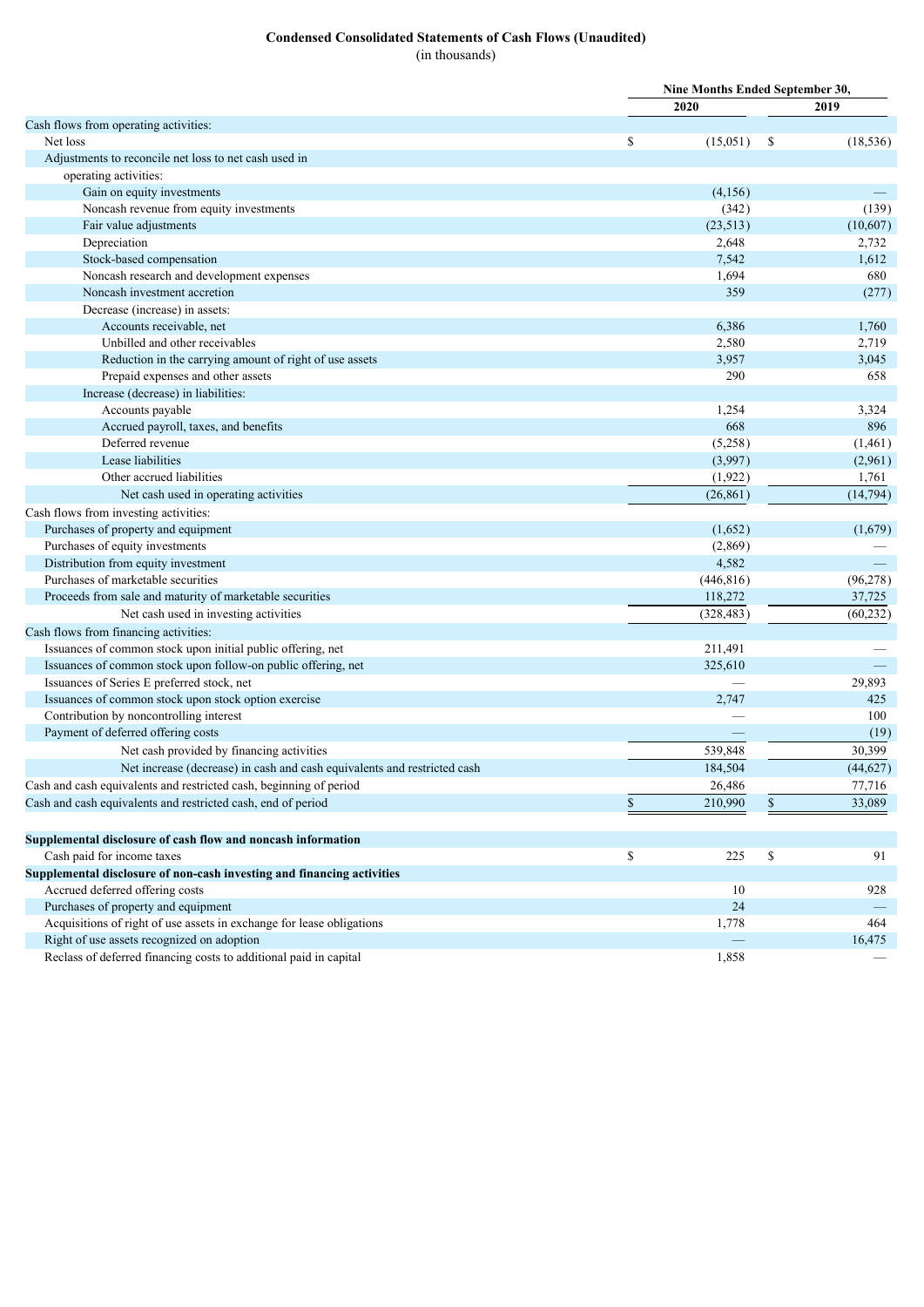**Condensed Consolidated Statements of Cash Flows (Unaudited)**

(in thousands)

| | Nine Months Ended September 30, | |
|---|---|---|
| | 2020 | 2019 |
| Cash flows from operating activities: | | |
| Net loss | $ (15,051) | $ (18,536) |
| Adjustments to reconcile net loss to net cash used in operating activities: | | |
| Gain on equity investments | (4,156) | — |
| Noncash revenue from equity investments | (342) | (139) |
| Fair value adjustments | (23,513) | (10,607) |
| Depreciation | 2,648 | 2,732 |
| Stock-based compensation | 7,542 | 1,612 |
| Noncash research and development expenses | 1,694 | 680 |
| Noncash investment accretion | 359 | (277) |
| Decrease (increase) in assets: | | |
| Accounts receivable, net | 6,386 | 1,760 |
| Unbilled and other receivables | 2,580 | 2,719 |
| Reduction in the carrying amount of right of use assets | 3,957 | 3,045 |
| Prepaid expenses and other assets | 290 | 658 |
| Increase (decrease) in liabilities: | | |
| Accounts payable | 1,254 | 3,324 |
| Accrued payroll, taxes, and benefits | 668 | 896 |
| Deferred revenue | (5,258) | (1,461) |
| Lease liabilities | (3,997) | (2,961) |
| Other accrued liabilities | (1,922) | 1,761 |
| Net cash used in operating activities | (26,861) | (14,794) |
| Cash flows from investing activities: | | |
| Purchases of property and equipment | (1,652) | (1,679) |
| Purchases of equity investments | (2,869) | — |
| Distribution from equity investment | 4,582 | — |
| Purchases of marketable securities | (446,816) | (96,278) |
| Proceeds from sale and maturity of marketable securities | 118,272 | 37,725 |
| Net cash used in investing activities | (328,483) | (60,232) |
| Cash flows from financing activities: | | |
| Issuances of common stock upon initial public offering, net | 211,491 | — |
| Issuances of common stock upon follow-on public offering, net | 325,610 | — |
| Issuances of Series E preferred stock, net | — | 29,893 |
| Issuances of common stock upon stock option exercise | 2,747 | 425 |
| Contribution by noncontrolling interest | — | 100 |
| Payment of deferred offering costs | — | (19) |
| Net cash provided by financing activities | 539,848 | 30,399 |
| Net increase (decrease) in cash and cash equivalents and restricted cash | 184,504 | (44,627) |
| Cash and cash equivalents and restricted cash, beginning of period | 26,486 | 77,716 |
| Cash and cash equivalents and restricted cash, end of period | $ 210,990 | $ 33,089 |
| | | |
| **Supplemental disclosure of cash flow and noncash information** | | |
| Cash paid for income taxes | $ 225 | $ 91 |
| **Supplemental disclosure of non-cash investing and financing activities** | | |
| Accrued deferred offering costs | 10 | 928 |
| Purchases of property and equipment | 24 | — |
| Acquisitions of right of use assets in exchange for lease obligations | 1,778 | 464 |
| Right of use assets recognized on adoption | — | 16,475 |
| Reclass of deferred financing costs to additional paid in capital | 1,858 | — |